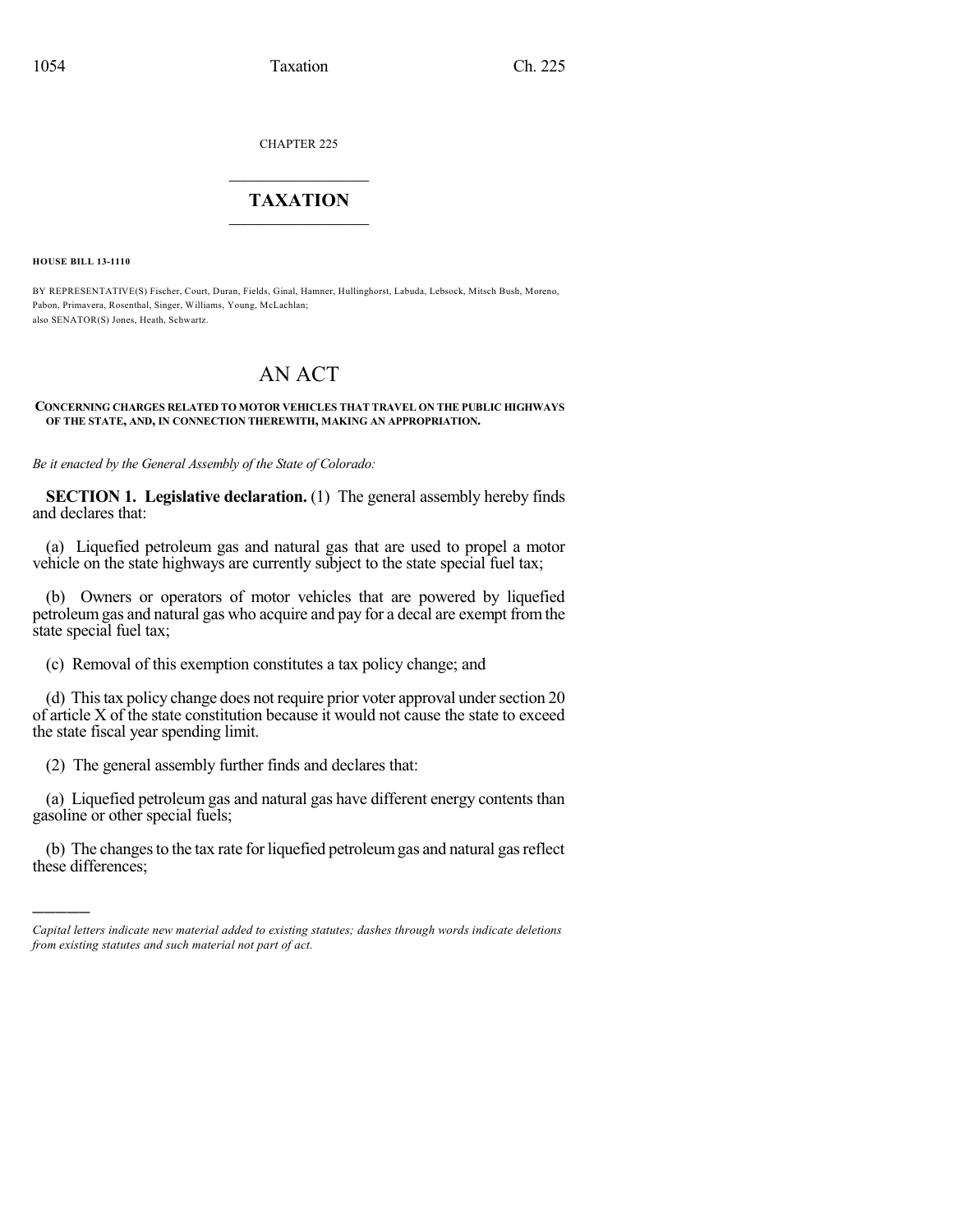CHAPTER 225

# TAXATION

**HOUSE BILL 13-1110**

BY REPRESENTATIVE(S) Fischer, Court, Duran, Fields, Ginal, Hamner, Hullinghorst, Labuda, Lebsock, Mitsch Bush, Moreno, Pabon, Primavera, Rosenthal, Singer, Williams, Young, McLachlan;
also SENATOR(S) Jones, Heath, Schwartz.

# AN ACT

**CONCERNING CHARGES RELATED TO MOTOR VEHICLES THAT TRAVEL ON THE PUBLIC HIGHWAYS OF THE STATE, AND, IN CONNECTION THEREWITH, MAKING AN APPROPRIATION.**

*Be it enacted by the General Assembly of the State of Colorado:*

**SECTION 1. Legislative declaration.** (1) The general assembly hereby finds and declares that:

(a) Liquefied petroleum gas and natural gas that are used to propel a motor vehicle on the state highways are currently subject to the state special fuel tax;

(b) Owners or operators of motor vehicles that are powered by liquefied petroleum gas and natural gas who acquire and pay for a decal are exempt from the state special fuel tax;

(c) Removal of this exemption constitutes a tax policy change; and

(d) This tax policy change does not require prior voter approval under section 20 of article X of the state constitution because it would not cause the state to exceed the state fiscal year spending limit.

(2) The general assembly further finds and declares that:

(a) Liquefied petroleum gas and natural gas have different energy contents than gasoline or other special fuels;

(b) The changes to the tax rate for liquefied petroleum gas and natural gas reflect these differences;

---

*Capital letters indicate new material added to existing statutes; dashes through words indicate deletions from existing statutes and such material not part of act.*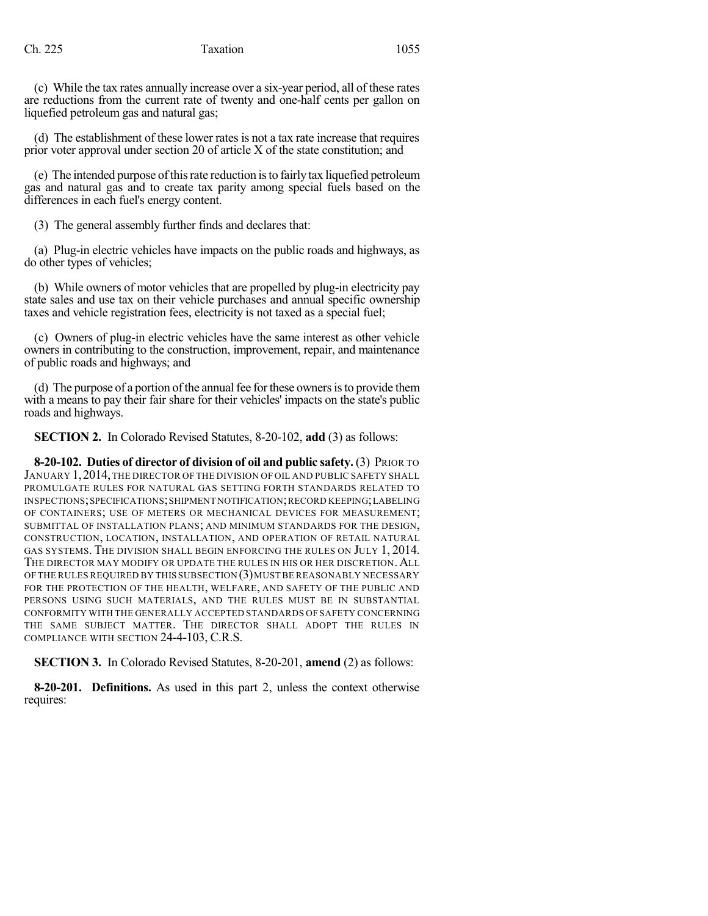(c) While the tax rates annually increase over a six-year period, all of these rates are reductions from the current rate of twenty and one-half cents per gallon on liquefied petroleum gas and natural gas;

(d) The establishment of these lower rates is not a tax rate increase that requires prior voter approval under section 20 of article X of the state constitution; and

(e) The intended purpose of this rate reduction is to fairly tax liquefied petroleum gas and natural gas and to create tax parity among special fuels based on the differences in each fuel's energy content.

(3) The general assembly further finds and declares that:

(a) Plug-in electric vehicles have impacts on the public roads and highways, as do other types of vehicles;

(b) While owners of motor vehicles that are propelled by plug-in electricity pay state sales and use tax on their vehicle purchases and annual specific ownership taxes and vehicle registration fees, electricity is not taxed as a special fuel;

(c) Owners of plug-in electric vehicles have the same interest as other vehicle owners in contributing to the construction, improvement, repair, and maintenance of public roads and highways; and

(d) The purpose of a portion of the annual fee for these owners is to provide them with a means to pay their fair share for their vehicles' impacts on the state's public roads and highways.

**SECTION 2.** In Colorado Revised Statutes, 8-20-102, **add** (3) as follows:

**8-20-102. Duties of director of division of oil and public safety.** (3) PRIOR TO JANUARY 1, 2014, THE DIRECTOR OF THE DIVISION OF OIL AND PUBLIC SAFETY SHALL PROMULGATE RULES FOR NATURAL GAS SETTING FORTH STANDARDS RELATED TO INSPECTIONS; SPECIFICATIONS; SHIPMENT NOTIFICATION; RECORD KEEPING; LABELING OF CONTAINERS; USE OF METERS OR MECHANICAL DEVICES FOR MEASUREMENT; SUBMITTAL OF INSTALLATION PLANS; AND MINIMUM STANDARDS FOR THE DESIGN, CONSTRUCTION, LOCATION, INSTALLATION, AND OPERATION OF RETAIL NATURAL GAS SYSTEMS. THE DIVISION SHALL BEGIN ENFORCING THE RULES ON JULY 1, 2014. THE DIRECTOR MAY MODIFY OR UPDATE THE RULES IN HIS OR HER DISCRETION. ALL OF THE RULES REQUIRED BY THIS SUBSECTION (3) MUST BE REASONABLY NECESSARY FOR THE PROTECTION OF THE HEALTH, WELFARE, AND SAFETY OF THE PUBLIC AND PERSONS USING SUCH MATERIALS, AND THE RULES MUST BE IN SUBSTANTIAL CONFORMITY WITH THE GENERALLY ACCEPTED STANDARDS OF SAFETY CONCERNING THE SAME SUBJECT MATTER. THE DIRECTOR SHALL ADOPT THE RULES IN COMPLIANCE WITH SECTION 24-4-103, C.R.S.

**SECTION 3.** In Colorado Revised Statutes, 8-20-201, **amend** (2) as follows:

**8-20-201. Definitions.** As used in this part 2, unless the context otherwise requires: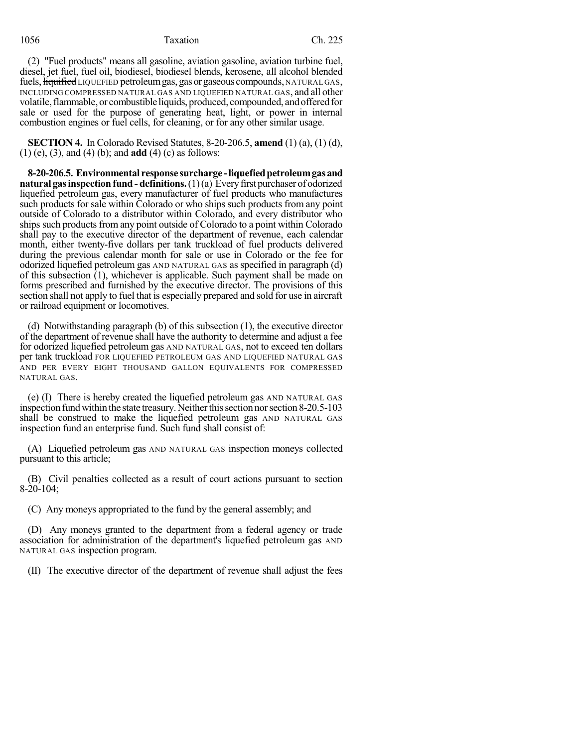(2) "Fuel products" means all gasoline, aviation gasoline, aviation turbine fuel, diesel, jet fuel, fuel oil, biodiesel, biodiesel blends, kerosene, all alcohol blended fuels, ~~liquified~~ LIQUEFIED petroleum gas, gas or gaseous compounds, NATURAL GAS, INCLUDING COMPRESSED NATURAL GAS AND LIQUEFIED NATURAL GAS, and all other volatile, flammable, or combustible liquids, produced, compounded, and offered for sale or used for the purpose of generating heat, light, or power in internal combustion engines or fuel cells, for cleaning, or for any other similar usage.

**SECTION 4.** In Colorado Revised Statutes, 8-20-206.5, **amend** (1) (a), (1) (d), (1) (e), (3), and (4) (b); and **add** (4) (c) as follows:

**8-20-206.5. Environmental response surcharge - liquefied petroleum gas and natural gas inspection fund - definitions.** (1) (a) Every first purchaser of odorized liquefied petroleum gas, every manufacturer of fuel products who manufactures such products for sale within Colorado or who ships such products from any point outside of Colorado to a distributor within Colorado, and every distributor who ships such products from any point outside of Colorado to a point within Colorado shall pay to the executive director of the department of revenue, each calendar month, either twenty-five dollars per tank truckload of fuel products delivered during the previous calendar month for sale or use in Colorado or the fee for odorized liquefied petroleum gas AND NATURAL GAS as specified in paragraph (d) of this subsection (1), whichever is applicable. Such payment shall be made on forms prescribed and furnished by the executive director. The provisions of this section shall not apply to fuel that is especially prepared and sold for use in aircraft or railroad equipment or locomotives.

(d) Notwithstanding paragraph (b) of this subsection (1), the executive director of the department of revenue shall have the authority to determine and adjust a fee for odorized liquefied petroleum gas AND NATURAL GAS, not to exceed ten dollars per tank truckload FOR LIQUEFIED PETROLEUM GAS AND LIQUEFIED NATURAL GAS AND PER EVERY EIGHT THOUSAND GALLON EQUIVALENTS FOR COMPRESSED NATURAL GAS.

(e) (I) There is hereby created the liquefied petroleum gas AND NATURAL GAS inspection fund within the state treasury. Neither this section nor section 8-20.5-103 shall be construed to make the liquefied petroleum gas AND NATURAL GAS inspection fund an enterprise fund. Such fund shall consist of:

(A) Liquefied petroleum gas AND NATURAL GAS inspection moneys collected pursuant to this article;

(B) Civil penalties collected as a result of court actions pursuant to section 8-20-104;

(C) Any moneys appropriated to the fund by the general assembly; and

(D) Any moneys granted to the department from a federal agency or trade association for administration of the department's liquefied petroleum gas AND NATURAL GAS inspection program.

(II) The executive director of the department of revenue shall adjust the fees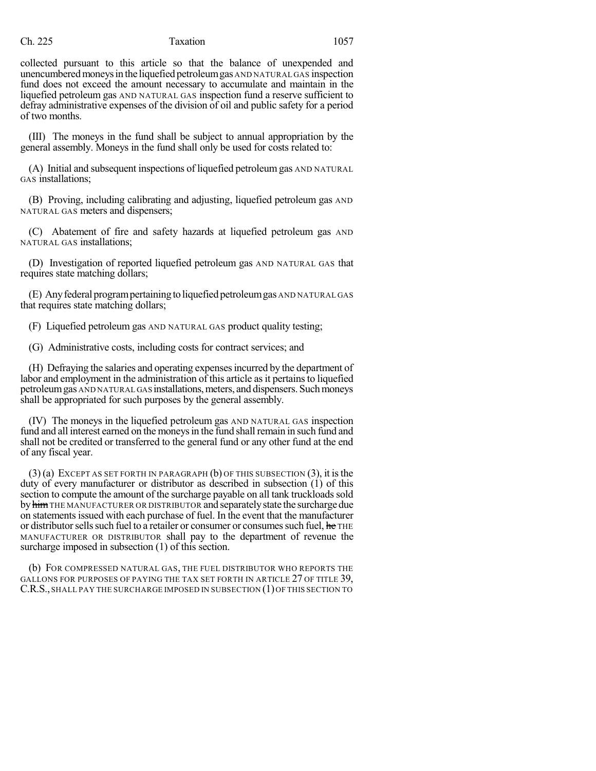collected pursuant to this article so that the balance of unexpended and unencumbered moneys in the liquefied petroleum gas AND NATURAL GAS inspection fund does not exceed the amount necessary to accumulate and maintain in the liquefied petroleum gas AND NATURAL GAS inspection fund a reserve sufficient to defray administrative expenses of the division of oil and public safety for a period of two months.

(III) The moneys in the fund shall be subject to annual appropriation by the general assembly. Moneys in the fund shall only be used for costs related to:

(A) Initial and subsequent inspections of liquefied petroleum gas AND NATURAL GAS installations;

(B) Proving, including calibrating and adjusting, liquefied petroleum gas AND NATURAL GAS meters and dispensers;

(C) Abatement of fire and safety hazards at liquefied petroleum gas AND NATURAL GAS installations;

(D) Investigation of reported liquefied petroleum gas AND NATURAL GAS that requires state matching dollars;

(E) Any federal program pertaining to liquefied petroleum gas AND NATURAL GAS that requires state matching dollars;

(F) Liquefied petroleum gas AND NATURAL GAS product quality testing;

(G) Administrative costs, including costs for contract services; and

(H) Defraying the salaries and operating expenses incurred by the department of labor and employment in the administration of this article as it pertains to liquefied petroleum gas AND NATURAL GAS installations, meters, and dispensers. Such moneys shall be appropriated for such purposes by the general assembly.

(IV) The moneys in the liquefied petroleum gas AND NATURAL GAS inspection fund and all interest earned on the moneys in the fund shall remain in such fund and shall not be credited or transferred to the general fund or any other fund at the end of any fiscal year.

(3) (a) EXCEPT AS SET FORTH IN PARAGRAPH (b) OF THIS SUBSECTION (3), it is the duty of every manufacturer or distributor as described in subsection (1) of this section to compute the amount of the surcharge payable on all tank truckloads sold by ~~him~~ THE MANUFACTURER OR DISTRIBUTOR and separately state the surcharge due on statements issued with each purchase of fuel. In the event that the manufacturer or distributor sells such fuel to a retailer or consumer or consumes such fuel, ~~he~~ THE MANUFACTURER OR DISTRIBUTOR shall pay to the department of revenue the surcharge imposed in subsection (1) of this section.

(b) FOR COMPRESSED NATURAL GAS, THE FUEL DISTRIBUTOR WHO REPORTS THE GALLONS FOR PURPOSES OF PAYING THE TAX SET FORTH IN ARTICLE 27 OF TITLE 39, C.R.S., SHALL PAY THE SURCHARGE IMPOSED IN SUBSECTION (1) OF THIS SECTION TO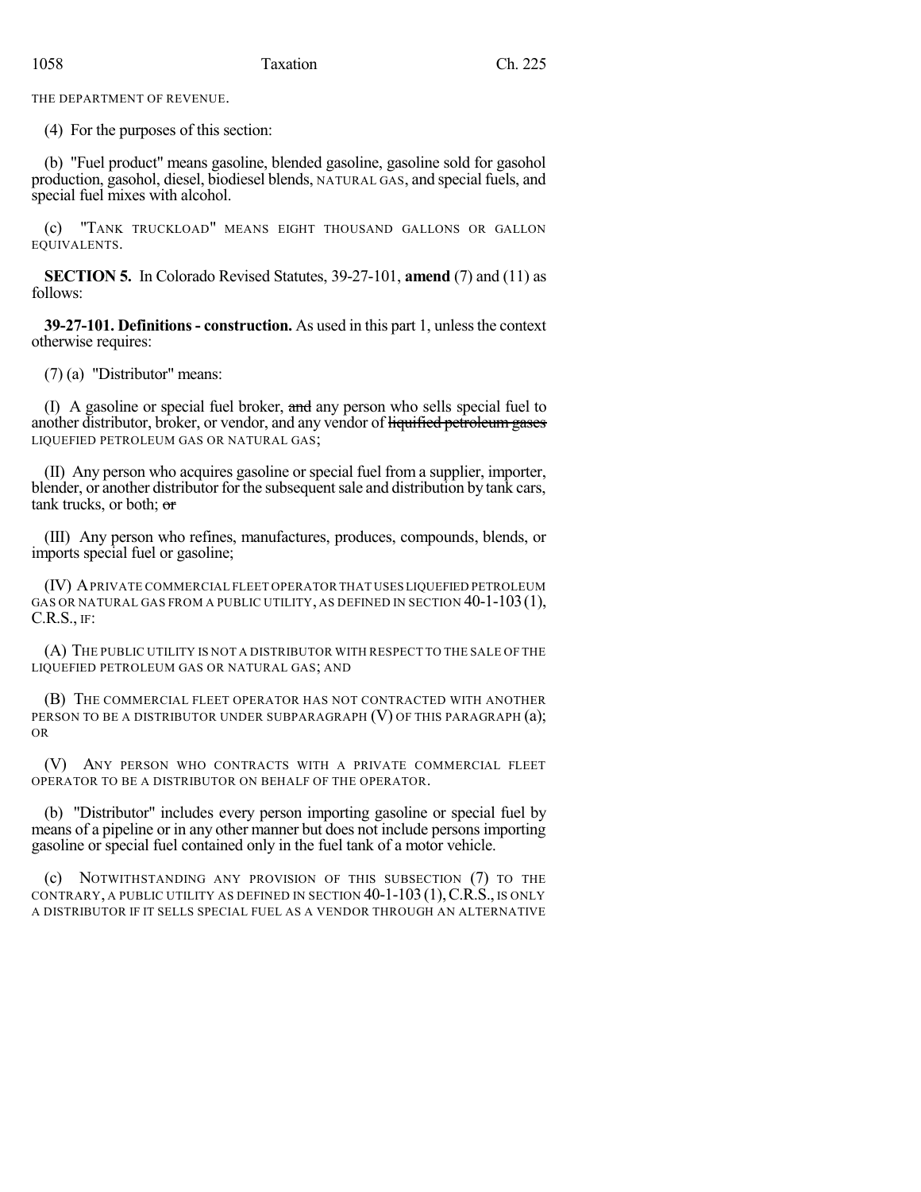THE DEPARTMENT OF REVENUE.

(4) For the purposes of this section:

(b) "Fuel product" means gasoline, blended gasoline, gasoline sold for gasohol production, gasohol, diesel, biodiesel blends, NATURAL GAS, and special fuels, and special fuel mixes with alcohol.

(c) "TANK TRUCKLOAD" MEANS EIGHT THOUSAND GALLONS OR GALLON EQUIVALENTS.

**SECTION 5.** In Colorado Revised Statutes, 39-27-101, **amend** (7) and (11) as follows:

**39-27-101. Definitions - construction.** As used in this part 1, unless the context otherwise requires:

(7) (a) "Distributor" means:

(I) A gasoline or special fuel broker, ~~and~~ any person who sells special fuel to another distributor, broker, or vendor, and any vendor of ~~liquified petroleum gases~~ LIQUEFIED PETROLEUM GAS OR NATURAL GAS;

(II) Any person who acquires gasoline or special fuel from a supplier, importer, blender, or another distributor for the subsequent sale and distribution by tank cars, tank trucks, or both; ~~or~~

(III) Any person who refines, manufactures, produces, compounds, blends, or imports special fuel or gasoline;

(IV) A PRIVATE COMMERCIAL FLEET OPERATOR THAT USES LIQUEFIED PETROLEUM GAS OR NATURAL GAS FROM A PUBLIC UTILITY, AS DEFINED IN SECTION 40-1-103 (1), C.R.S., IF:

(A) THE PUBLIC UTILITY IS NOT A DISTRIBUTOR WITH RESPECT TO THE SALE OF THE LIQUEFIED PETROLEUM GAS OR NATURAL GAS; AND

(B) THE COMMERCIAL FLEET OPERATOR HAS NOT CONTRACTED WITH ANOTHER PERSON TO BE A DISTRIBUTOR UNDER SUBPARAGRAPH (V) OF THIS PARAGRAPH (a); OR

(V) ANY PERSON WHO CONTRACTS WITH A PRIVATE COMMERCIAL FLEET OPERATOR TO BE A DISTRIBUTOR ON BEHALF OF THE OPERATOR.

(b) "Distributor" includes every person importing gasoline or special fuel by means of a pipeline or in any other manner but does not include persons importing gasoline or special fuel contained only in the fuel tank of a motor vehicle.

(c) NOTWITHSTANDING ANY PROVISION OF THIS SUBSECTION (7) TO THE CONTRARY, A PUBLIC UTILITY AS DEFINED IN SECTION 40-1-103 (1), C.R.S., IS ONLY A DISTRIBUTOR IF IT SELLS SPECIAL FUEL AS A VENDOR THROUGH AN ALTERNATIVE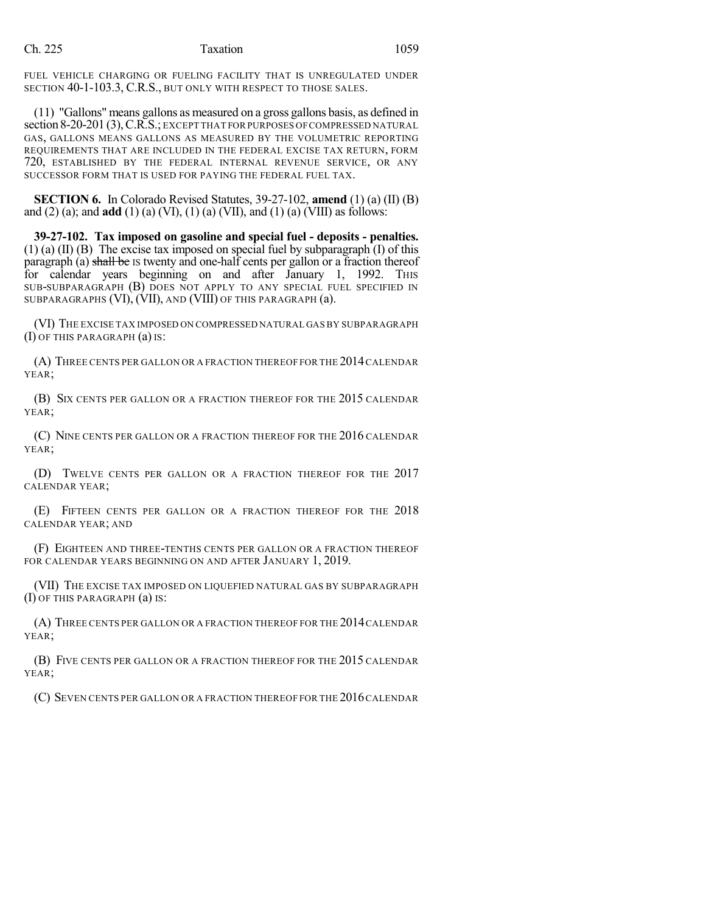FUEL VEHICLE CHARGING OR FUELING FACILITY THAT IS UNREGULATED UNDER SECTION 40-1-103.3, C.R.S., BUT ONLY WITH RESPECT TO THOSE SALES.

(11) "Gallons" means gallons as measured on a gross gallons basis, as defined in section 8-20-201 (3), C.R.S.; EXCEPT THAT FOR PURPOSES OF COMPRESSED NATURAL GAS, GALLONS MEANS GALLONS AS MEASURED BY THE VOLUMETRIC REPORTING REQUIREMENTS THAT ARE INCLUDED IN THE FEDERAL EXCISE TAX RETURN, FORM 720, ESTABLISHED BY THE FEDERAL INTERNAL REVENUE SERVICE, OR ANY SUCCESSOR FORM THAT IS USED FOR PAYING THE FEDERAL FUEL TAX.

**SECTION 6.** In Colorado Revised Statutes, 39-27-102, **amend** (1) (a) (II) (B) and (2) (a); and **add** (1) (a) (VI), (1) (a) (VII), and (1) (a) (VIII) as follows:

**39-27-102. Tax imposed on gasoline and special fuel - deposits - penalties.** (1) (a) (II) (B) The excise tax imposed on special fuel by subparagraph (I) of this paragraph (a) ~~shall be~~ IS twenty and one-half cents per gallon or a fraction thereof for calendar years beginning on and after January 1, 1992. THIS SUB-SUBPARAGRAPH (B) DOES NOT APPLY TO ANY SPECIAL FUEL SPECIFIED IN SUBPARAGRAPHS (VI), (VII), AND (VIII) OF THIS PARAGRAPH (a).

(VI) THE EXCISE TAX IMPOSED ON COMPRESSED NATURAL GAS BY SUBPARAGRAPH (I) OF THIS PARAGRAPH (a) IS:

(A) THREE CENTS PER GALLON OR A FRACTION THEREOF FOR THE 2014 CALENDAR YEAR;

(B) SIX CENTS PER GALLON OR A FRACTION THEREOF FOR THE 2015 CALENDAR YEAR;

(C) NINE CENTS PER GALLON OR A FRACTION THEREOF FOR THE 2016 CALENDAR YEAR;

(D) TWELVE CENTS PER GALLON OR A FRACTION THEREOF FOR THE 2017 CALENDAR YEAR;

(E) FIFTEEN CENTS PER GALLON OR A FRACTION THEREOF FOR THE 2018 CALENDAR YEAR; AND

(F) EIGHTEEN AND THREE-TENTHS CENTS PER GALLON OR A FRACTION THEREOF FOR CALENDAR YEARS BEGINNING ON AND AFTER JANUARY 1, 2019.

(VII) THE EXCISE TAX IMPOSED ON LIQUEFIED NATURAL GAS BY SUBPARAGRAPH (I) OF THIS PARAGRAPH (a) IS:

(A) THREE CENTS PER GALLON OR A FRACTION THEREOF FOR THE 2014 CALENDAR YEAR;

(B) FIVE CENTS PER GALLON OR A FRACTION THEREOF FOR THE 2015 CALENDAR YEAR;

(C) SEVEN CENTS PER GALLON OR A FRACTION THEREOF FOR THE 2016 CALENDAR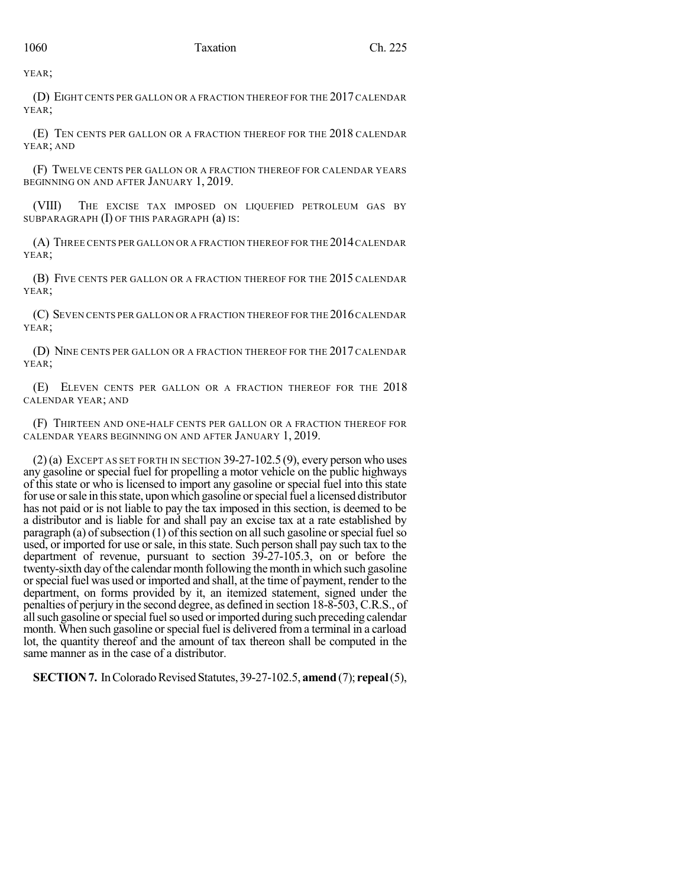YEAR;

(D) EIGHT CENTS PER GALLON OR A FRACTION THEREOF FOR THE 2017 CALENDAR YEAR;

(E) TEN CENTS PER GALLON OR A FRACTION THEREOF FOR THE 2018 CALENDAR YEAR; AND

(F) TWELVE CENTS PER GALLON OR A FRACTION THEREOF FOR CALENDAR YEARS BEGINNING ON AND AFTER JANUARY 1, 2019.

(VIII) THE EXCISE TAX IMPOSED ON LIQUEFIED PETROLEUM GAS BY SUBPARAGRAPH (I) OF THIS PARAGRAPH (a) IS:

(A) THREE CENTS PER GALLON OR A FRACTION THEREOF FOR THE 2014 CALENDAR YEAR;

(B) FIVE CENTS PER GALLON OR A FRACTION THEREOF FOR THE 2015 CALENDAR YEAR;

(C) SEVEN CENTS PER GALLON OR A FRACTION THEREOF FOR THE 2016 CALENDAR YEAR;

(D) NINE CENTS PER GALLON OR A FRACTION THEREOF FOR THE 2017 CALENDAR YEAR;

(E) ELEVEN CENTS PER GALLON OR A FRACTION THEREOF FOR THE 2018 CALENDAR YEAR; AND

(F) THIRTEEN AND ONE-HALF CENTS PER GALLON OR A FRACTION THEREOF FOR CALENDAR YEARS BEGINNING ON AND AFTER JANUARY 1, 2019.

(2) (a) EXCEPT AS SET FORTH IN SECTION 39-27-102.5 (9), every person who uses any gasoline or special fuel for propelling a motor vehicle on the public highways of this state or who is licensed to import any gasoline or special fuel into this state for use or sale in this state, upon which gasoline or special fuel a licensed distributor has not paid or is not liable to pay the tax imposed in this section, is deemed to be a distributor and is liable for and shall pay an excise tax at a rate established by paragraph (a) of subsection (1) of this section on all such gasoline or special fuel so used, or imported for use or sale, in this state. Such person shall pay such tax to the department of revenue, pursuant to section 39-27-105.3, on or before the twenty-sixth day of the calendar month following the month in which such gasoline or special fuel was used or imported and shall, at the time of payment, render to the department, on forms provided by it, an itemized statement, signed under the penalties of perjury in the second degree, as defined in section 18-8-503, C.R.S., of all such gasoline or special fuel so used or imported during such preceding calendar month. When such gasoline or special fuel is delivered from a terminal in a carload lot, the quantity thereof and the amount of tax thereon shall be computed in the same manner as in the case of a distributor.

**SECTION 7.** In Colorado Revised Statutes, 39-27-102.5, **amend** (7); **repeal** (5),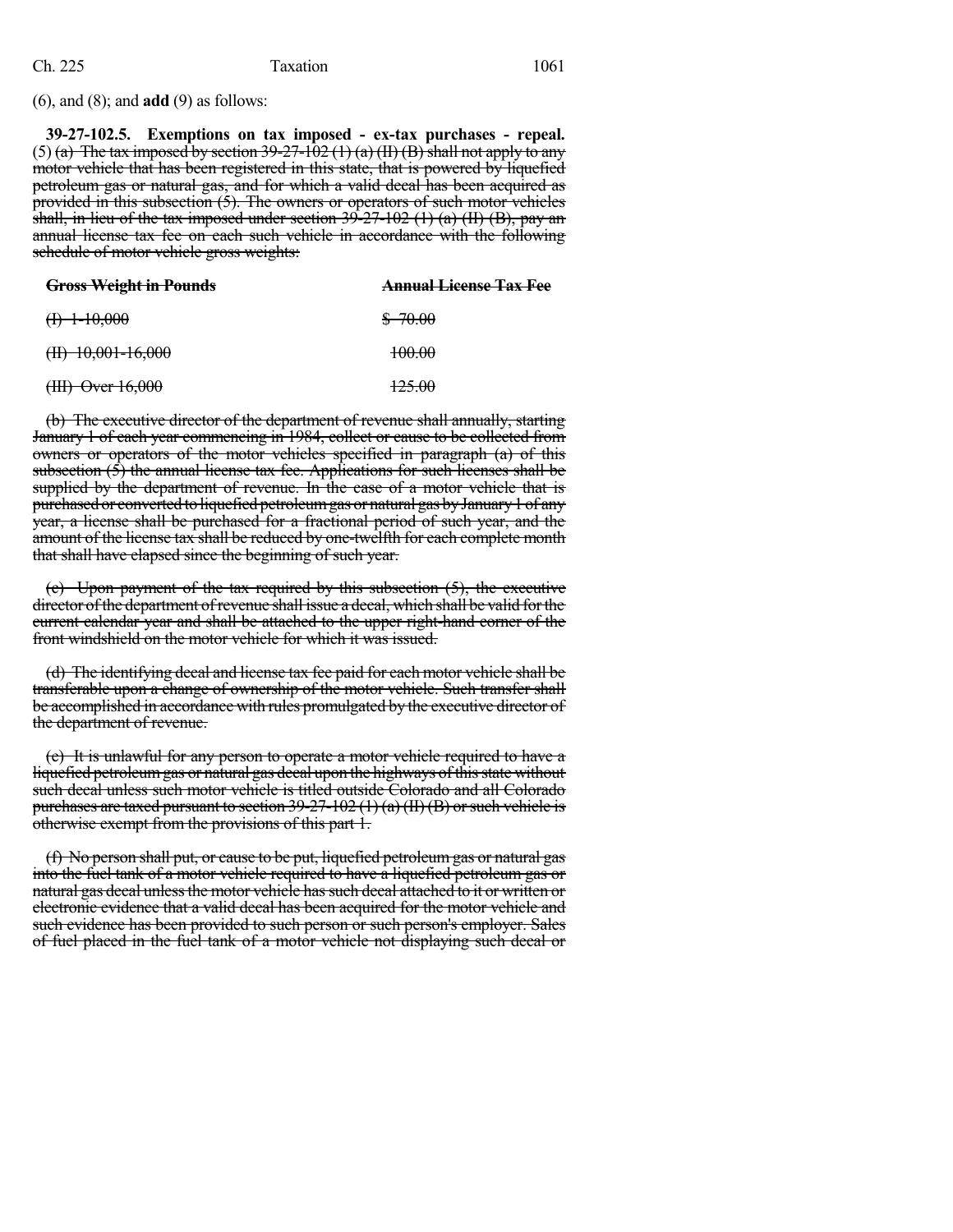(6), and (8); and **add** (9) as follows:

**39-27-102.5. Exemptions on tax imposed - ex-tax purchases - repeal.** (5) ~~(a) The tax imposed by section 39-27-102 (1) (a) (II) (B) shall not apply to any motor vehicle that has been registered in this state, that is powered by liquefied petroleum gas or natural gas, and for which a valid decal has been acquired as provided in this subsection (5). The owners or operators of such motor vehicles shall, in lieu of the tax imposed under section 39-27-102 (1) (a) (II) (B), pay an annual license tax fee on each such vehicle in accordance with the following schedule of motor vehicle gross weights:~~

| ~~Gross Weight in Pounds~~ | ~~Annual License Tax Fee~~ |
|---|---|
| ~~(I) 1-10,000~~ | ~~$ 70.00~~ |
| ~~(II) 10,001-16,000~~ | ~~100.00~~ |
| ~~(III) Over 16,000~~ | ~~125.00~~ |

~~(b) The executive director of the department of revenue shall annually, starting January 1 of each year commencing in 1984, collect or cause to be collected from owners or operators of the motor vehicles specified in paragraph (a) of this subsection (5) the annual license tax fee. Applications for such licenses shall be supplied by the department of revenue. In the case of a motor vehicle that is purchased or converted to liquefied petroleum gas or natural gas by January 1 of any year, a license shall be purchased for a fractional period of such year, and the amount of the license tax shall be reduced by one-twelfth for each complete month that shall have elapsed since the beginning of such year.~~

~~(c) Upon payment of the tax required by this subsection (5), the executive director of the department of revenue shall issue a decal, which shall be valid for the current calendar year and shall be attached to the upper right-hand corner of the front windshield on the motor vehicle for which it was issued.~~

~~(d) The identifying decal and license tax fee paid for each motor vehicle shall be transferable upon a change of ownership of the motor vehicle. Such transfer shall be accomplished in accordance with rules promulgated by the executive director of the department of revenue.~~

~~(e) It is unlawful for any person to operate a motor vehicle required to have a liquefied petroleum gas or natural gas decal upon the highways of this state without such decal unless such motor vehicle is titled outside Colorado and all Colorado purchases are taxed pursuant to section 39-27-102 (1) (a) (II) (B) or such vehicle is otherwise exempt from the provisions of this part 1.~~

~~(f) No person shall put, or cause to be put, liquefied petroleum gas or natural gas into the fuel tank of a motor vehicle required to have a liquefied petroleum gas or natural gas decal unless the motor vehicle has such decal attached to it or written or electronic evidence that a valid decal has been acquired for the motor vehicle and such evidence has been provided to such person or such person's employer. Sales of fuel placed in the fuel tank of a motor vehicle not displaying such decal or~~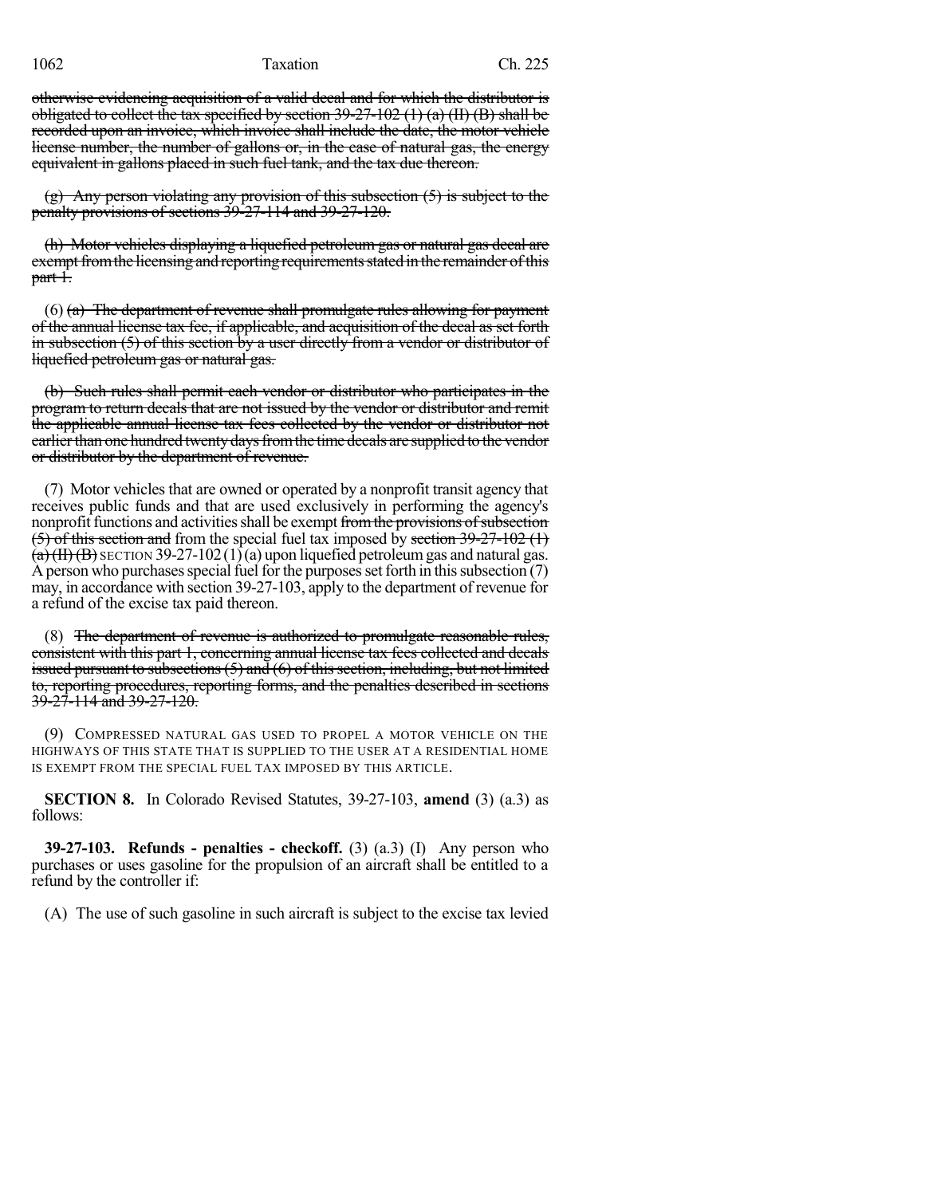otherwise evidencing acquisition of a valid decal and for which the distributor is obligated to collect the tax specified by section 39-27-102 (1) (a) (II) (B) shall be recorded upon an invoice, which invoice shall include the date, the motor vehicle license number, the number of gallons or, in the case of natural gas, the energy equivalent in gallons placed in such fuel tank, and the tax due thereon.

(g) Any person violating any provision of this subsection (5) is subject to the penalty provisions of sections 39-27-114 and 39-27-120.

(h) Motor vehicles displaying a liquefied petroleum gas or natural gas decal are exempt from the licensing and reporting requirements stated in the remainder of this part 1.

(6) (a) The department of revenue shall promulgate rules allowing for payment of the annual license tax fee, if applicable, and acquisition of the decal as set forth in subsection (5) of this section by a user directly from a vendor or distributor of liquefied petroleum gas or natural gas.

(b) Such rules shall permit each vendor or distributor who participates in the program to return decals that are not issued by the vendor or distributor and remit the applicable annual license tax fees collected by the vendor or distributor not earlier than one hundred twenty days from the time decals are supplied to the vendor or distributor by the department of revenue.

(7) Motor vehicles that are owned or operated by a nonprofit transit agency that receives public funds and that are used exclusively in performing the agency's nonprofit functions and activities shall be exempt from the provisions of subsection (5) of this section and from the special fuel tax imposed by section 39-27-102 (1) (a) (II) (B) SECTION 39-27-102 (1) (a) upon liquefied petroleum gas and natural gas. A person who purchases special fuel for the purposes set forth in this subsection (7) may, in accordance with section 39-27-103, apply to the department of revenue for a refund of the excise tax paid thereon.

(8) The department of revenue is authorized to promulgate reasonable rules, consistent with this part 1, concerning annual license tax fees collected and decals issued pursuant to subsections (5) and (6) of this section, including, but not limited to, reporting procedures, reporting forms, and the penalties described in sections 39-27-114 and 39-27-120.

(9) COMPRESSED NATURAL GAS USED TO PROPEL A MOTOR VEHICLE ON THE HIGHWAYS OF THIS STATE THAT IS SUPPLIED TO THE USER AT A RESIDENTIAL HOME IS EXEMPT FROM THE SPECIAL FUEL TAX IMPOSED BY THIS ARTICLE.

**SECTION 8.** In Colorado Revised Statutes, 39-27-103, **amend** (3) (a.3) as follows:

**39-27-103. Refunds - penalties - checkoff.** (3) (a.3) (I) Any person who purchases or uses gasoline for the propulsion of an aircraft shall be entitled to a refund by the controller if:

(A) The use of such gasoline in such aircraft is subject to the excise tax levied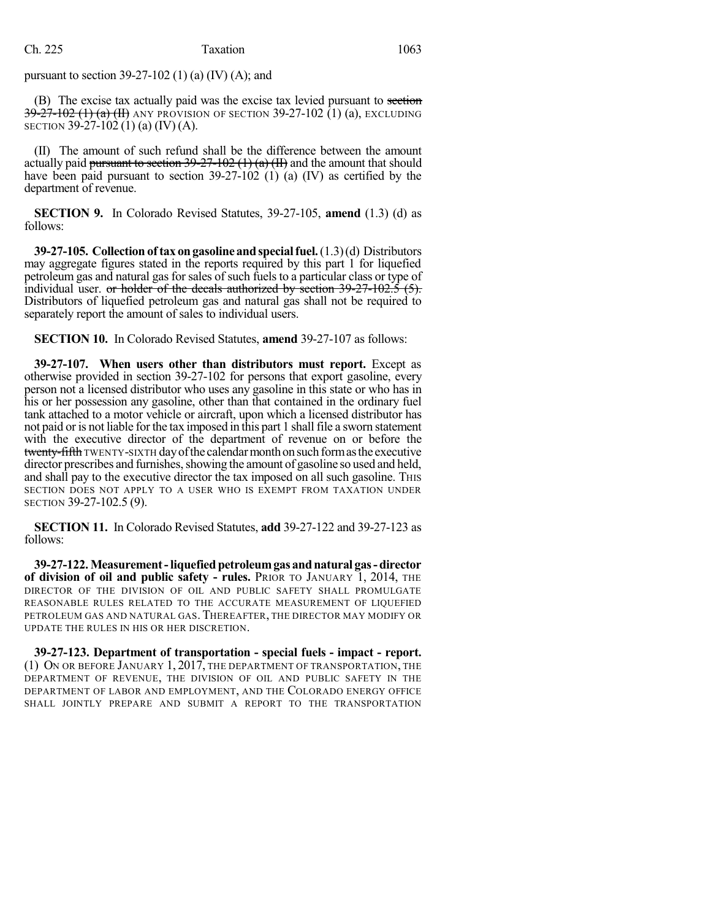pursuant to section 39-27-102 (1) (a) (IV) (A); and

(B) The excise tax actually paid was the excise tax levied pursuant to ~~section 39-27-102 (1) (a) (II)~~ ANY PROVISION OF SECTION 39-27-102 (1) (a), EXCLUDING SECTION 39-27-102 (1) (a) (IV) (A).

(II) The amount of such refund shall be the difference between the amount actually paid ~~pursuant to section 39-27-102 (1) (a) (II)~~ and the amount that should have been paid pursuant to section 39-27-102 (1) (a) (IV) as certified by the department of revenue.

**SECTION 9.** In Colorado Revised Statutes, 39-27-105, **amend** (1.3) (d) as follows:

**39-27-105. Collection of tax on gasoline and special fuel.** (1.3) (d) Distributors may aggregate figures stated in the reports required by this part 1 for liquefied petroleum gas and natural gas for sales of such fuels to a particular class or type of individual user. ~~or holder of the decals authorized by section 39-27-102.5 (5).~~ Distributors of liquefied petroleum gas and natural gas shall not be required to separately report the amount of sales to individual users.

**SECTION 10.** In Colorado Revised Statutes, **amend** 39-27-107 as follows:

**39-27-107. When users other than distributors must report.** Except as otherwise provided in section 39-27-102 for persons that export gasoline, every person not a licensed distributor who uses any gasoline in this state or who has in his or her possession any gasoline, other than that contained in the ordinary fuel tank attached to a motor vehicle or aircraft, upon which a licensed distributor has not paid or is not liable for the tax imposed in this part 1 shall file a sworn statement with the executive director of the department of revenue on or before the ~~twenty-fifth~~ TWENTY-SIXTH day of the calendar month on such form as the executive director prescribes and furnishes, showing the amount of gasoline so used and held, and shall pay to the executive director the tax imposed on all such gasoline. THIS SECTION DOES NOT APPLY TO A USER WHO IS EXEMPT FROM TAXATION UNDER SECTION 39-27-102.5 (9).

**SECTION 11.** In Colorado Revised Statutes, **add** 39-27-122 and 39-27-123 as follows:

**39-27-122. Measurement - liquefied petroleum gas and natural gas - director of division of oil and public safety - rules.** PRIOR TO JANUARY 1, 2014, THE DIRECTOR OF THE DIVISION OF OIL AND PUBLIC SAFETY SHALL PROMULGATE REASONABLE RULES RELATED TO THE ACCURATE MEASUREMENT OF LIQUEFIED PETROLEUM GAS AND NATURAL GAS. THEREAFTER, THE DIRECTOR MAY MODIFY OR UPDATE THE RULES IN HIS OR HER DISCRETION.

**39-27-123. Department of transportation - special fuels - impact - report.** (1) ON OR BEFORE JANUARY 1, 2017, THE DEPARTMENT OF TRANSPORTATION, THE DEPARTMENT OF REVENUE, THE DIVISION OF OIL AND PUBLIC SAFETY IN THE DEPARTMENT OF LABOR AND EMPLOYMENT, AND THE COLORADO ENERGY OFFICE SHALL JOINTLY PREPARE AND SUBMIT A REPORT TO THE TRANSPORTATION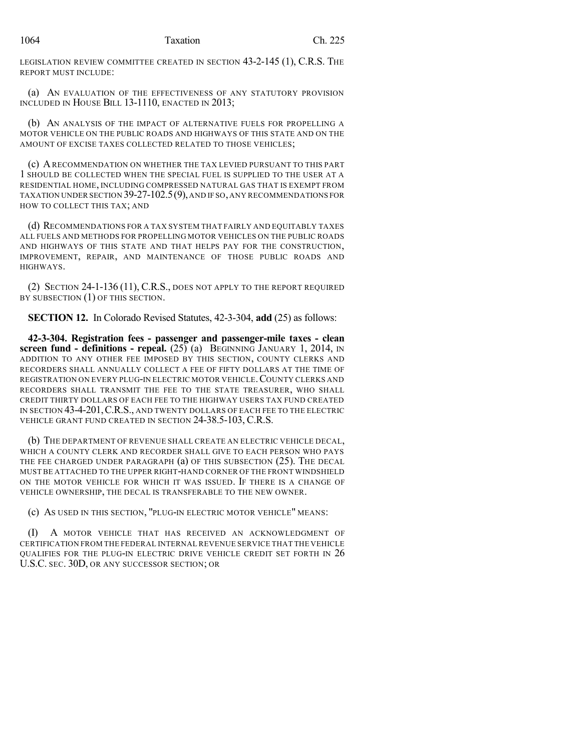LEGISLATION REVIEW COMMITTEE CREATED IN SECTION 43-2-145 (1), C.R.S. THE REPORT MUST INCLUDE:

(a) AN EVALUATION OF THE EFFECTIVENESS OF ANY STATUTORY PROVISION INCLUDED IN HOUSE BILL 13-1110, ENACTED IN 2013;

(b) AN ANALYSIS OF THE IMPACT OF ALTERNATIVE FUELS FOR PROPELLING A MOTOR VEHICLE ON THE PUBLIC ROADS AND HIGHWAYS OF THIS STATE AND ON THE AMOUNT OF EXCISE TAXES COLLECTED RELATED TO THOSE VEHICLES;

(c) A RECOMMENDATION ON WHETHER THE TAX LEVIED PURSUANT TO THIS PART 1 SHOULD BE COLLECTED WHEN THE SPECIAL FUEL IS SUPPLIED TO THE USER AT A RESIDENTIAL HOME, INCLUDING COMPRESSED NATURAL GAS THAT IS EXEMPT FROM TAXATION UNDER SECTION 39-27-102.5 (9), AND IF SO, ANY RECOMMENDATIONS FOR HOW TO COLLECT THIS TAX; AND

(d) RECOMMENDATIONS FOR A TAX SYSTEM THAT FAIRLY AND EQUITABLY TAXES ALL FUELS AND METHODS FOR PROPELLING MOTOR VEHICLES ON THE PUBLIC ROADS AND HIGHWAYS OF THIS STATE AND THAT HELPS PAY FOR THE CONSTRUCTION, IMPROVEMENT, REPAIR, AND MAINTENANCE OF THOSE PUBLIC ROADS AND HIGHWAYS.

(2) SECTION 24-1-136 (11), C.R.S., DOES NOT APPLY TO THE REPORT REQUIRED BY SUBSECTION (1) OF THIS SECTION.

**SECTION 12.** In Colorado Revised Statutes, 42-3-304, **add** (25) as follows:

**42-3-304. Registration fees - passenger and passenger-mile taxes - clean screen fund - definitions - repeal.** (25) (a) BEGINNING JANUARY 1, 2014, IN ADDITION TO ANY OTHER FEE IMPOSED BY THIS SECTION, COUNTY CLERKS AND RECORDERS SHALL ANNUALLY COLLECT A FEE OF FIFTY DOLLARS AT THE TIME OF REGISTRATION ON EVERY PLUG-IN ELECTRIC MOTOR VEHICLE. COUNTY CLERKS AND RECORDERS SHALL TRANSMIT THE FEE TO THE STATE TREASURER, WHO SHALL CREDIT THIRTY DOLLARS OF EACH FEE TO THE HIGHWAY USERS TAX FUND CREATED IN SECTION 43-4-201, C.R.S., AND TWENTY DOLLARS OF EACH FEE TO THE ELECTRIC VEHICLE GRANT FUND CREATED IN SECTION 24-38.5-103, C.R.S.

(b) THE DEPARTMENT OF REVENUE SHALL CREATE AN ELECTRIC VEHICLE DECAL, WHICH A COUNTY CLERK AND RECORDER SHALL GIVE TO EACH PERSON WHO PAYS THE FEE CHARGED UNDER PARAGRAPH (a) OF THIS SUBSECTION (25). THE DECAL MUST BE ATTACHED TO THE UPPER RIGHT-HAND CORNER OF THE FRONT WINDSHIELD ON THE MOTOR VEHICLE FOR WHICH IT WAS ISSUED. IF THERE IS A CHANGE OF VEHICLE OWNERSHIP, THE DECAL IS TRANSFERABLE TO THE NEW OWNER.

(c) AS USED IN THIS SECTION, "PLUG-IN ELECTRIC MOTOR VEHICLE" MEANS:

(I) A MOTOR VEHICLE THAT HAS RECEIVED AN ACKNOWLEDGMENT OF CERTIFICATION FROM THE FEDERAL INTERNAL REVENUE SERVICE THAT THE VEHICLE QUALIFIES FOR THE PLUG-IN ELECTRIC DRIVE VEHICLE CREDIT SET FORTH IN 26 U.S.C. SEC. 30D, OR ANY SUCCESSOR SECTION; OR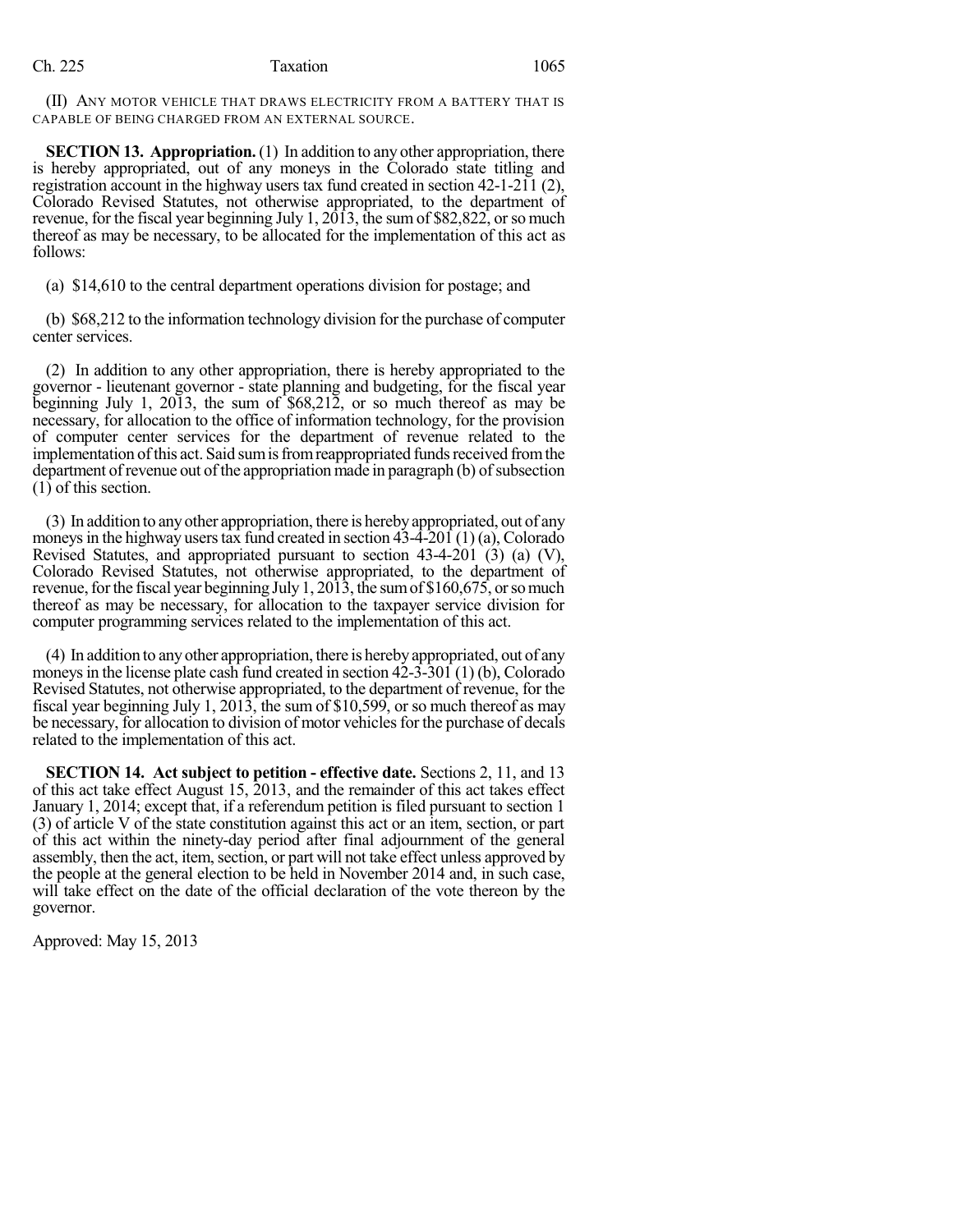(II) ANY MOTOR VEHICLE THAT DRAWS ELECTRICITY FROM A BATTERY THAT IS CAPABLE OF BEING CHARGED FROM AN EXTERNAL SOURCE.

**SECTION 13. Appropriation.** (1) In addition to any other appropriation, there is hereby appropriated, out of any moneys in the Colorado state titling and registration account in the highway users tax fund created in section 42-1-211 (2), Colorado Revised Statutes, not otherwise appropriated, to the department of revenue, for the fiscal year beginning July 1, 2013, the sum of $82,822, or so much thereof as may be necessary, to be allocated for the implementation of this act as follows:

(a) $14,610 to the central department operations division for postage; and

(b) $68,212 to the information technology division for the purchase of computer center services.

(2) In addition to any other appropriation, there is hereby appropriated to the governor - lieutenant governor - state planning and budgeting, for the fiscal year beginning July 1, 2013, the sum of $68,212, or so much thereof as may be necessary, for allocation to the office of information technology, for the provision of computer center services for the department of revenue related to the implementation of this act. Said sum is from reappropriated funds received from the department of revenue out of the appropriation made in paragraph (b) of subsection (1) of this section.

(3) In addition to any other appropriation, there is hereby appropriated, out of any moneys in the highway users tax fund created in section 43-4-201 (1) (a), Colorado Revised Statutes, and appropriated pursuant to section 43-4-201 (3) (a) (V), Colorado Revised Statutes, not otherwise appropriated, to the department of revenue, for the fiscal year beginning July 1, 2013, the sum of $160,675, or so much thereof as may be necessary, for allocation to the taxpayer service division for computer programming services related to the implementation of this act.

(4) In addition to any other appropriation, there is hereby appropriated, out of any moneys in the license plate cash fund created in section 42-3-301 (1) (b), Colorado Revised Statutes, not otherwise appropriated, to the department of revenue, for the fiscal year beginning July 1, 2013, the sum of $10,599, or so much thereof as may be necessary, for allocation to division of motor vehicles for the purchase of decals related to the implementation of this act.

**SECTION 14. Act subject to petition - effective date.** Sections 2, 11, and 13 of this act take effect August 15, 2013, and the remainder of this act takes effect January 1, 2014; except that, if a referendum petition is filed pursuant to section 1 (3) of article V of the state constitution against this act or an item, section, or part of this act within the ninety-day period after final adjournment of the general assembly, then the act, item, section, or part will not take effect unless approved by the people at the general election to be held in November 2014 and, in such case, will take effect on the date of the official declaration of the vote thereon by the governor.

Approved: May 15, 2013